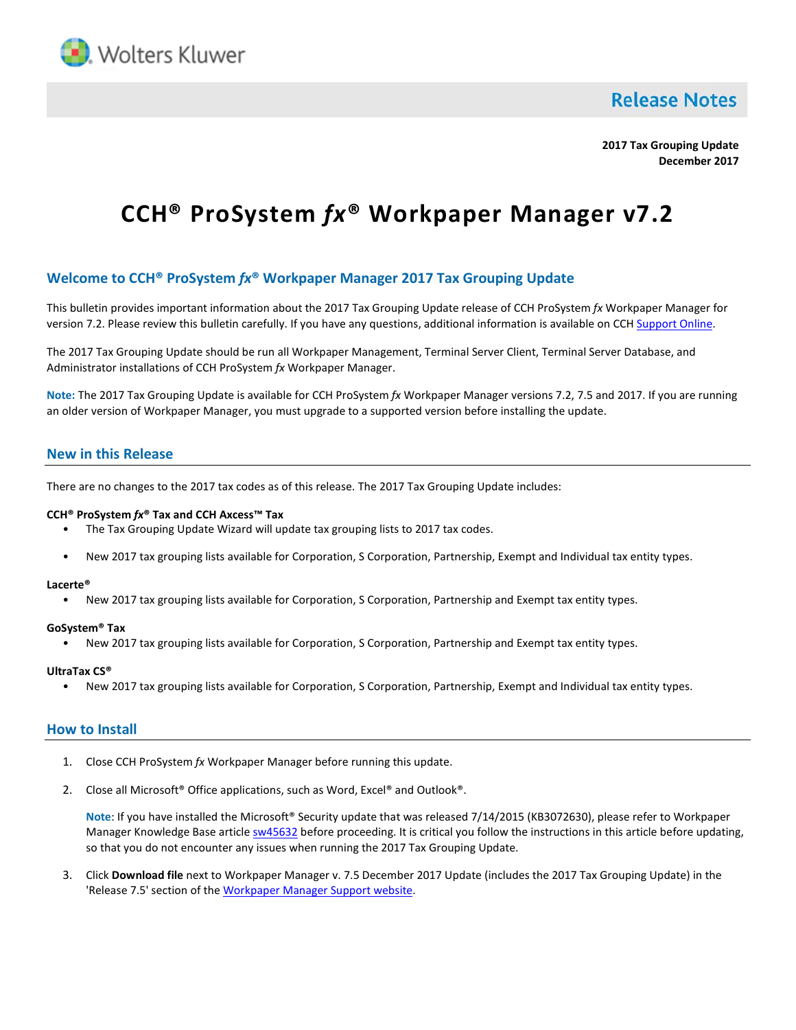Wolters Kluwer

**Release Notes**

**2017 Tax Grouping Update**
**December 2017**

# CCH® ProSystem *fx*® Workpaper Manager v7.2

## Welcome to CCH® ProSystem *fx*® Workpaper Manager 2017 Tax Grouping Update

This bulletin provides important information about the 2017 Tax Grouping Update release of CCH ProSystem *fx* Workpaper Manager for version 7.2. Please review this bulletin carefully. If you have any questions, additional information is available on CCH Support Online.

The 2017 Tax Grouping Update should be run all Workpaper Management, Terminal Server Client, Terminal Server Database, and Administrator installations of CCH ProSystem *fx* Workpaper Manager.

**Note:** The 2017 Tax Grouping Update is available for CCH ProSystem *fx* Workpaper Manager versions 7.2, 7.5 and 2017. If you are running an older version of Workpaper Manager, you must upgrade to a supported version before installing the update.

## New in this Release

There are no changes to the 2017 tax codes as of this release. The 2017 Tax Grouping Update includes:

**CCH® ProSystem *fx*® Tax and CCH Axcess™ Tax**

- The Tax Grouping Update Wizard will update tax grouping lists to 2017 tax codes.
- New 2017 tax grouping lists available for Corporation, S Corporation, Partnership, Exempt and Individual tax entity types.

**Lacerte®**

- New 2017 tax grouping lists available for Corporation, S Corporation, Partnership and Exempt tax entity types.

**GoSystem® Tax**

- New 2017 tax grouping lists available for Corporation, S Corporation, Partnership and Exempt tax entity types.

**UltraTax CS®**

- New 2017 tax grouping lists available for Corporation, S Corporation, Partnership, Exempt and Individual tax entity types.

## How to Install

1. Close CCH ProSystem *fx* Workpaper Manager before running this update.
2. Close all Microsoft® Office applications, such as Word, Excel® and Outlook®.

   **Note**: If you have installed the Microsoft® Security update that was released 7/14/2015 (KB3072630), please refer to Workpaper Manager Knowledge Base article sw45632 before proceeding. It is critical you follow the instructions in this article before updating, so that you do not encounter any issues when running the 2017 Tax Grouping Update.

3. Click **Download file** next to Workpaper Manager v. 7.5 December 2017 Update (includes the 2017 Tax Grouping Update) in the 'Release 7.5' section of the Workpaper Manager Support website.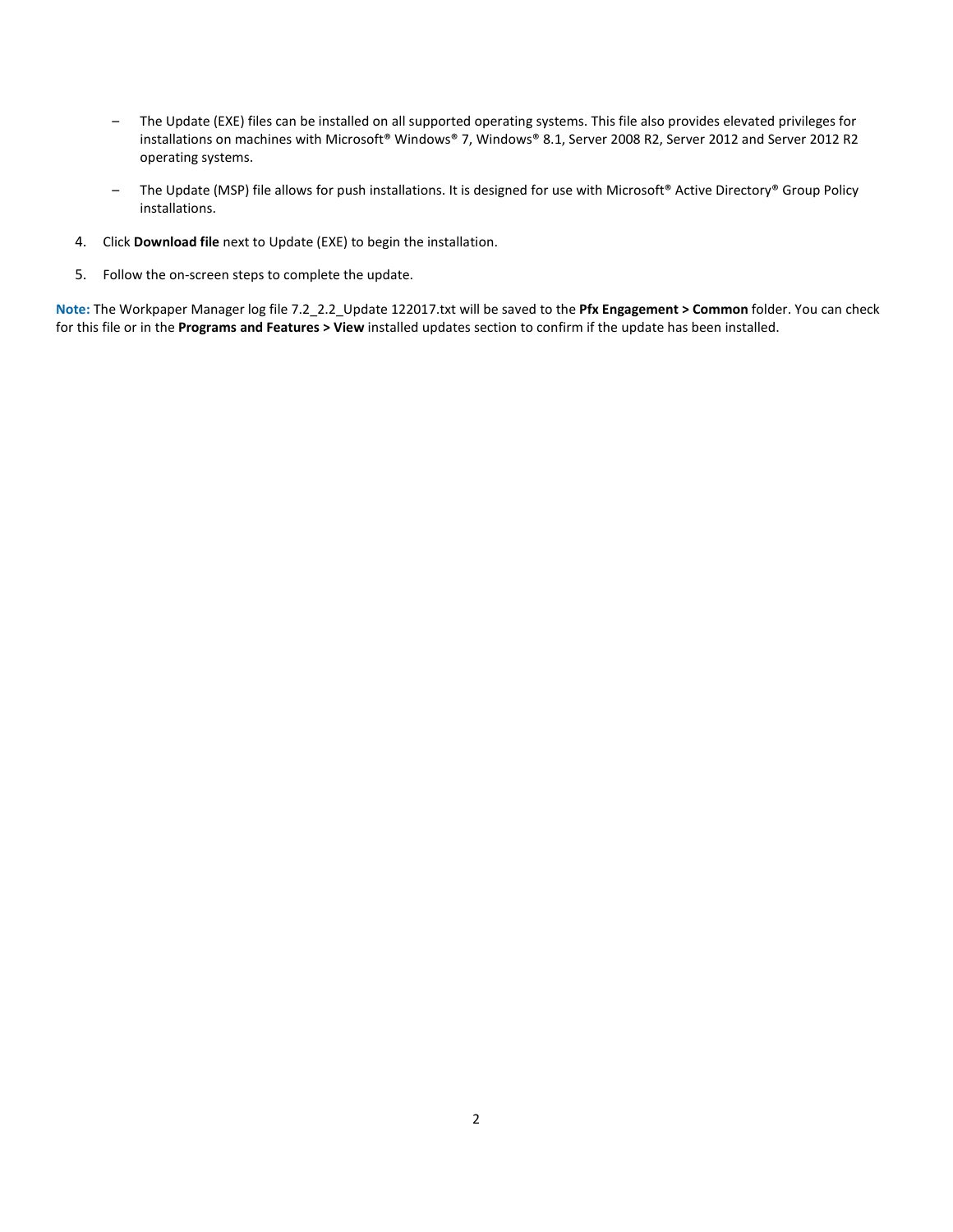- The Update (EXE) files can be installed on all supported operating systems. This file also provides elevated privileges for installations on machines with Microsoft® Windows® 7, Windows® 8.1, Server 2008 R2, Server 2012 and Server 2012 R2 operating systems.

   - The Update (MSP) file allows for push installations. It is designed for use with Microsoft® Active Directory® Group Policy installations.

4. Click **Download file** next to Update (EXE) to begin the installation.

5. Follow the on-screen steps to complete the update.

**Note:** The Workpaper Manager log file 7.2_2.2_Update 122017.txt will be saved to the **Pfx Engagement > Common** folder. You can check for this file or in the **Programs and Features > View** installed updates section to confirm if the update has been installed.